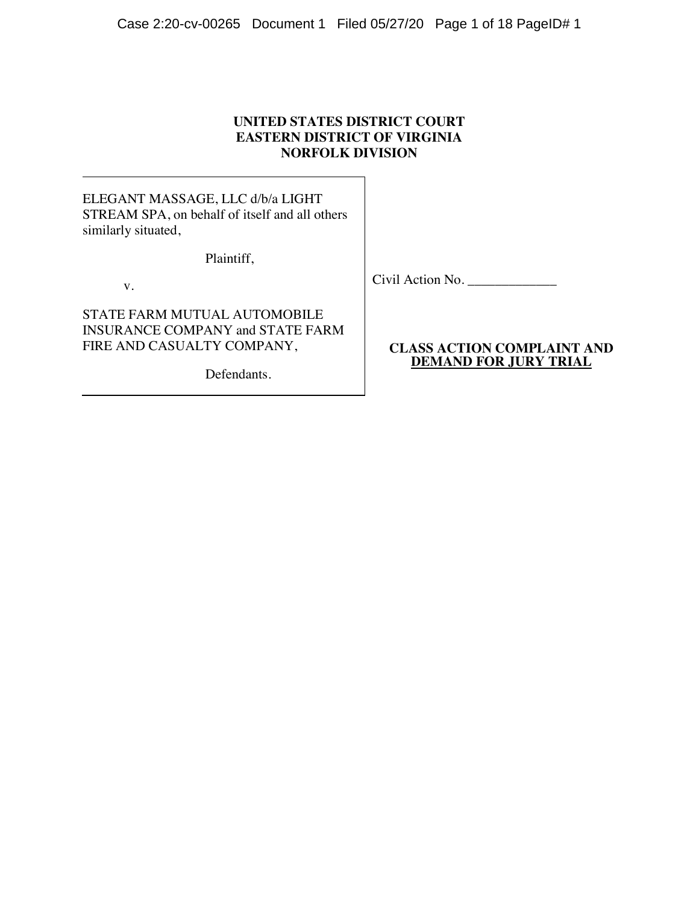**UNITED STATES DISTRICT COURT**
**EASTERN DISTRICT OF VIRGINIA**
**NORFOLK DIVISION**

| | |
|---|---|
| ELEGANT MASSAGE, LLC d/b/a LIGHT STREAM SPA, on behalf of itself and all others similarly situated,<br><br>Plaintiff,<br><br>v.<br><br>STATE FARM MUTUAL AUTOMOBILE INSURANCE COMPANY and STATE FARM FIRE AND CASUALTY COMPANY,<br><br>Defendants. | Civil Action No. _____________<br><br>**CLASS ACTION COMPLAINT AND DEMAND FOR JURY TRIAL** |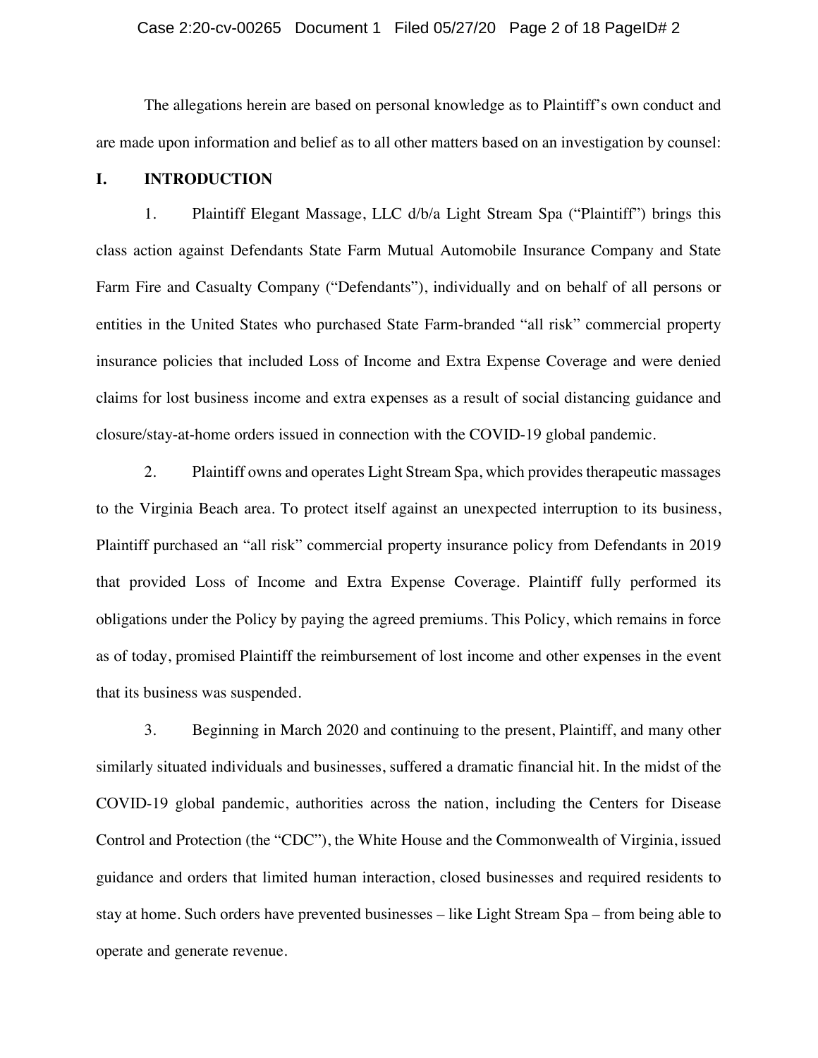The allegations herein are based on personal knowledge as to Plaintiff's own conduct and are made upon information and belief as to all other matters based on an investigation by counsel:

## I. INTRODUCTION

1. Plaintiff Elegant Massage, LLC d/b/a Light Stream Spa ("Plaintiff") brings this class action against Defendants State Farm Mutual Automobile Insurance Company and State Farm Fire and Casualty Company ("Defendants"), individually and on behalf of all persons or entities in the United States who purchased State Farm-branded "all risk" commercial property insurance policies that included Loss of Income and Extra Expense Coverage and were denied claims for lost business income and extra expenses as a result of social distancing guidance and closure/stay-at-home orders issued in connection with the COVID-19 global pandemic.

2. Plaintiff owns and operates Light Stream Spa, which provides therapeutic massages to the Virginia Beach area. To protect itself against an unexpected interruption to its business, Plaintiff purchased an "all risk" commercial property insurance policy from Defendants in 2019 that provided Loss of Income and Extra Expense Coverage. Plaintiff fully performed its obligations under the Policy by paying the agreed premiums. This Policy, which remains in force as of today, promised Plaintiff the reimbursement of lost income and other expenses in the event that its business was suspended.

3. Beginning in March 2020 and continuing to the present, Plaintiff, and many other similarly situated individuals and businesses, suffered a dramatic financial hit. In the midst of the COVID-19 global pandemic, authorities across the nation, including the Centers for Disease Control and Protection (the "CDC"), the White House and the Commonwealth of Virginia, issued guidance and orders that limited human interaction, closed businesses and required residents to stay at home. Such orders have prevented businesses – like Light Stream Spa – from being able to operate and generate revenue.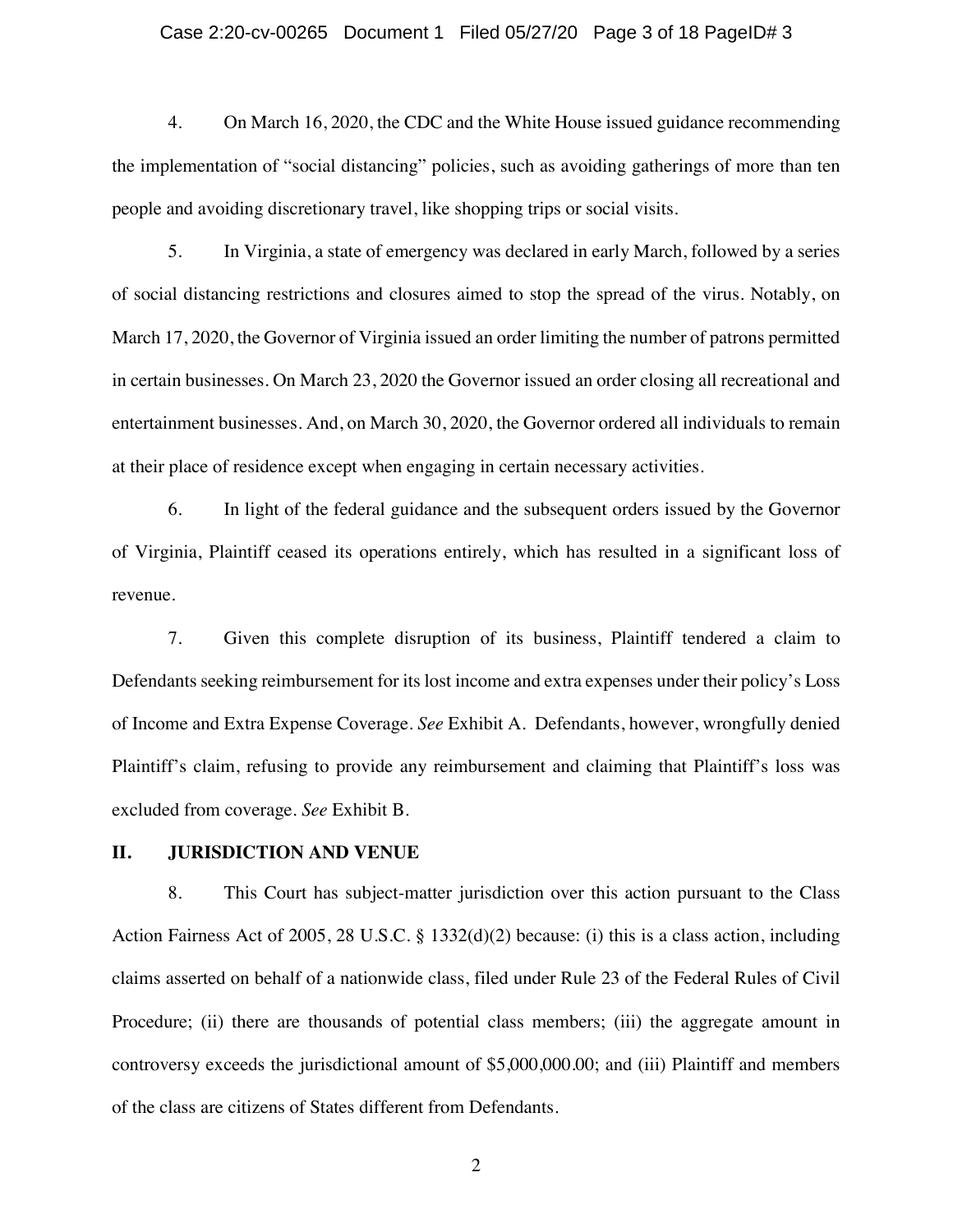4. On March 16, 2020, the CDC and the White House issued guidance recommending the implementation of "social distancing" policies, such as avoiding gatherings of more than ten people and avoiding discretionary travel, like shopping trips or social visits.

5. In Virginia, a state of emergency was declared in early March, followed by a series of social distancing restrictions and closures aimed to stop the spread of the virus. Notably, on March 17, 2020, the Governor of Virginia issued an order limiting the number of patrons permitted in certain businesses. On March 23, 2020 the Governor issued an order closing all recreational and entertainment businesses. And, on March 30, 2020, the Governor ordered all individuals to remain at their place of residence except when engaging in certain necessary activities.

6. In light of the federal guidance and the subsequent orders issued by the Governor of Virginia, Plaintiff ceased its operations entirely, which has resulted in a significant loss of revenue.

7. Given this complete disruption of its business, Plaintiff tendered a claim to Defendants seeking reimbursement for its lost income and extra expenses under their policy's Loss of Income and Extra Expense Coverage. *See* Exhibit A. Defendants, however, wrongfully denied Plaintiff's claim, refusing to provide any reimbursement and claiming that Plaintiff's loss was excluded from coverage. *See* Exhibit B.

## II. JURISDICTION AND VENUE

8. This Court has subject-matter jurisdiction over this action pursuant to the Class Action Fairness Act of 2005, 28 U.S.C. § 1332(d)(2) because: (i) this is a class action, including claims asserted on behalf of a nationwide class, filed under Rule 23 of the Federal Rules of Civil Procedure; (ii) there are thousands of potential class members; (iii) the aggregate amount in controversy exceeds the jurisdictional amount of $5,000,000.00; and (iii) Plaintiff and members of the class are citizens of States different from Defendants.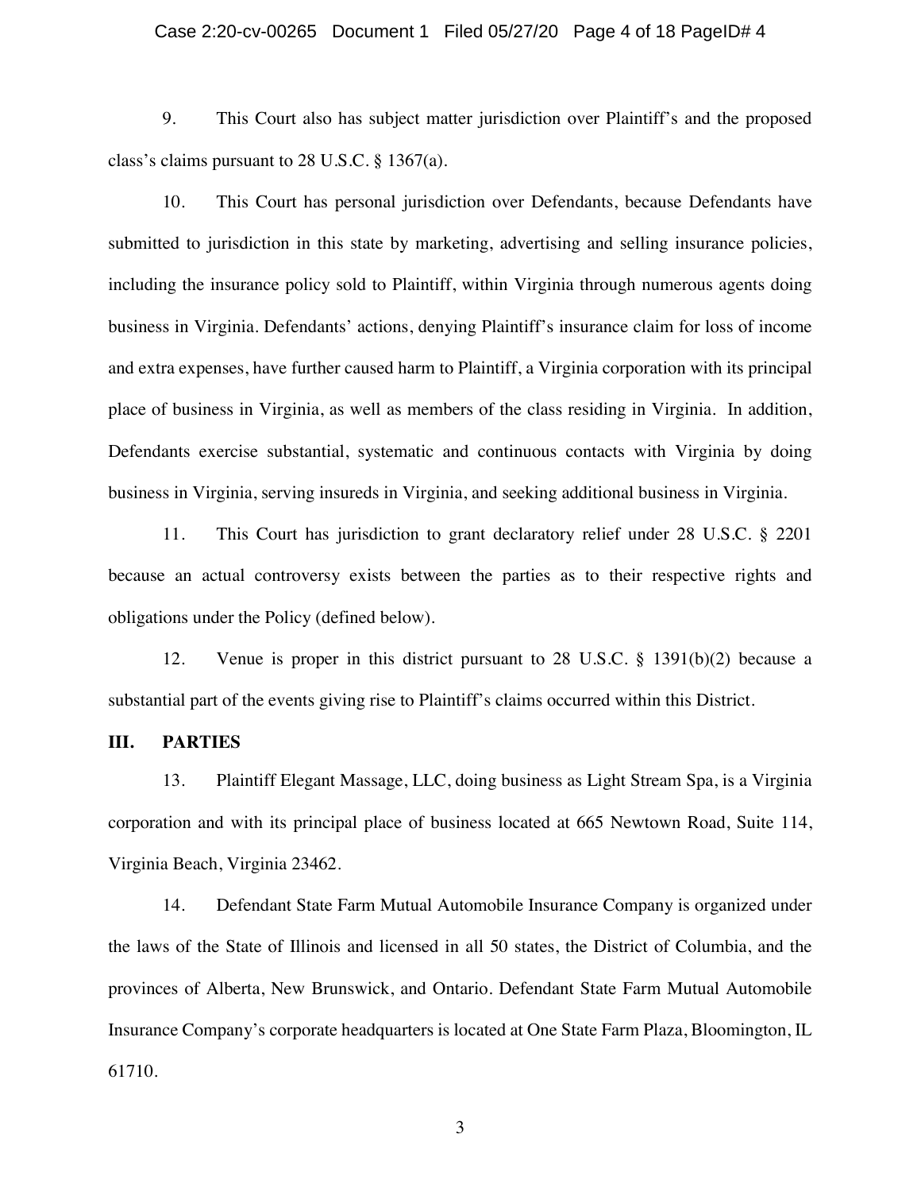9. This Court also has subject matter jurisdiction over Plaintiff's and the proposed class's claims pursuant to 28 U.S.C. § 1367(a).

10. This Court has personal jurisdiction over Defendants, because Defendants have submitted to jurisdiction in this state by marketing, advertising and selling insurance policies, including the insurance policy sold to Plaintiff, within Virginia through numerous agents doing business in Virginia. Defendants' actions, denying Plaintiff's insurance claim for loss of income and extra expenses, have further caused harm to Plaintiff, a Virginia corporation with its principal place of business in Virginia, as well as members of the class residing in Virginia. In addition, Defendants exercise substantial, systematic and continuous contacts with Virginia by doing business in Virginia, serving insureds in Virginia, and seeking additional business in Virginia.

11. This Court has jurisdiction to grant declaratory relief under 28 U.S.C. § 2201 because an actual controversy exists between the parties as to their respective rights and obligations under the Policy (defined below).

12. Venue is proper in this district pursuant to 28 U.S.C. § 1391(b)(2) because a substantial part of the events giving rise to Plaintiff's claims occurred within this District.

## III. PARTIES

13. Plaintiff Elegant Massage, LLC, doing business as Light Stream Spa, is a Virginia corporation and with its principal place of business located at 665 Newtown Road, Suite 114, Virginia Beach, Virginia 23462.

14. Defendant State Farm Mutual Automobile Insurance Company is organized under the laws of the State of Illinois and licensed in all 50 states, the District of Columbia, and the provinces of Alberta, New Brunswick, and Ontario. Defendant State Farm Mutual Automobile Insurance Company's corporate headquarters is located at One State Farm Plaza, Bloomington, IL 61710.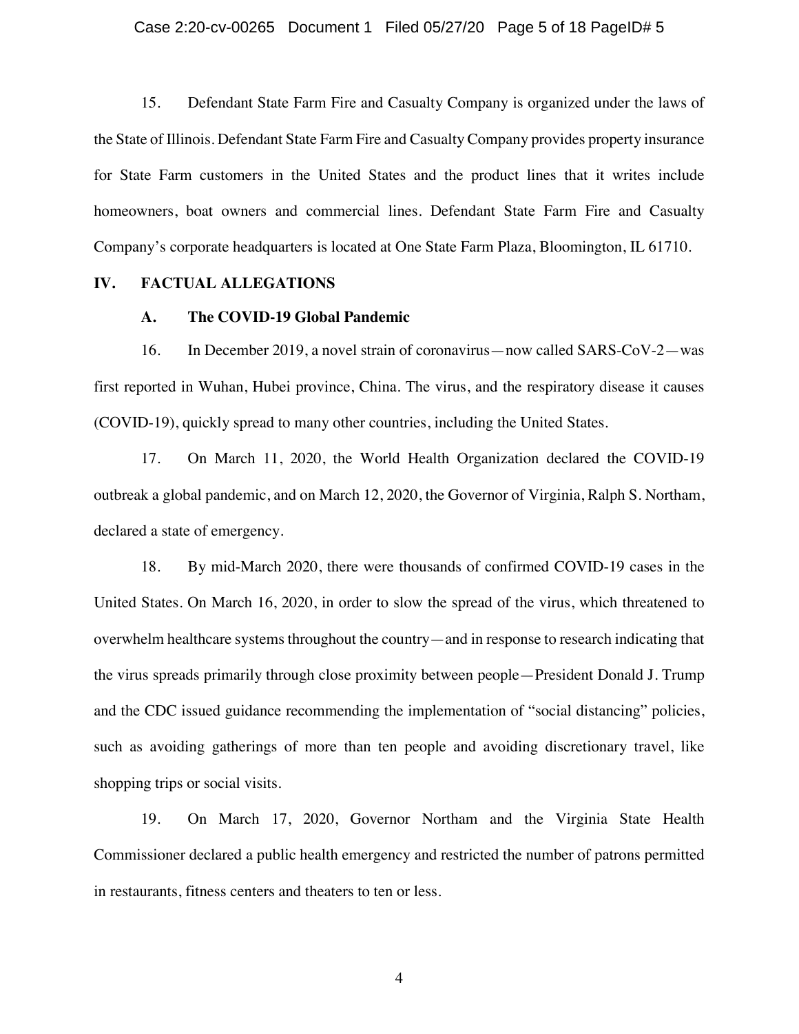15. Defendant State Farm Fire and Casualty Company is organized under the laws of the State of Illinois. Defendant State Farm Fire and Casualty Company provides property insurance for State Farm customers in the United States and the product lines that it writes include homeowners, boat owners and commercial lines. Defendant State Farm Fire and Casualty Company's corporate headquarters is located at One State Farm Plaza, Bloomington, IL 61710.

## IV. FACTUAL ALLEGATIONS

### A. The COVID-19 Global Pandemic

16. In December 2019, a novel strain of coronavirus—now called SARS-CoV-2—was first reported in Wuhan, Hubei province, China. The virus, and the respiratory disease it causes (COVID-19), quickly spread to many other countries, including the United States.

17. On March 11, 2020, the World Health Organization declared the COVID-19 outbreak a global pandemic, and on March 12, 2020, the Governor of Virginia, Ralph S. Northam, declared a state of emergency.

18. By mid-March 2020, there were thousands of confirmed COVID-19 cases in the United States. On March 16, 2020, in order to slow the spread of the virus, which threatened to overwhelm healthcare systems throughout the country—and in response to research indicating that the virus spreads primarily through close proximity between people—President Donald J. Trump and the CDC issued guidance recommending the implementation of "social distancing" policies, such as avoiding gatherings of more than ten people and avoiding discretionary travel, like shopping trips or social visits.

19. On March 17, 2020, Governor Northam and the Virginia State Health Commissioner declared a public health emergency and restricted the number of patrons permitted in restaurants, fitness centers and theaters to ten or less.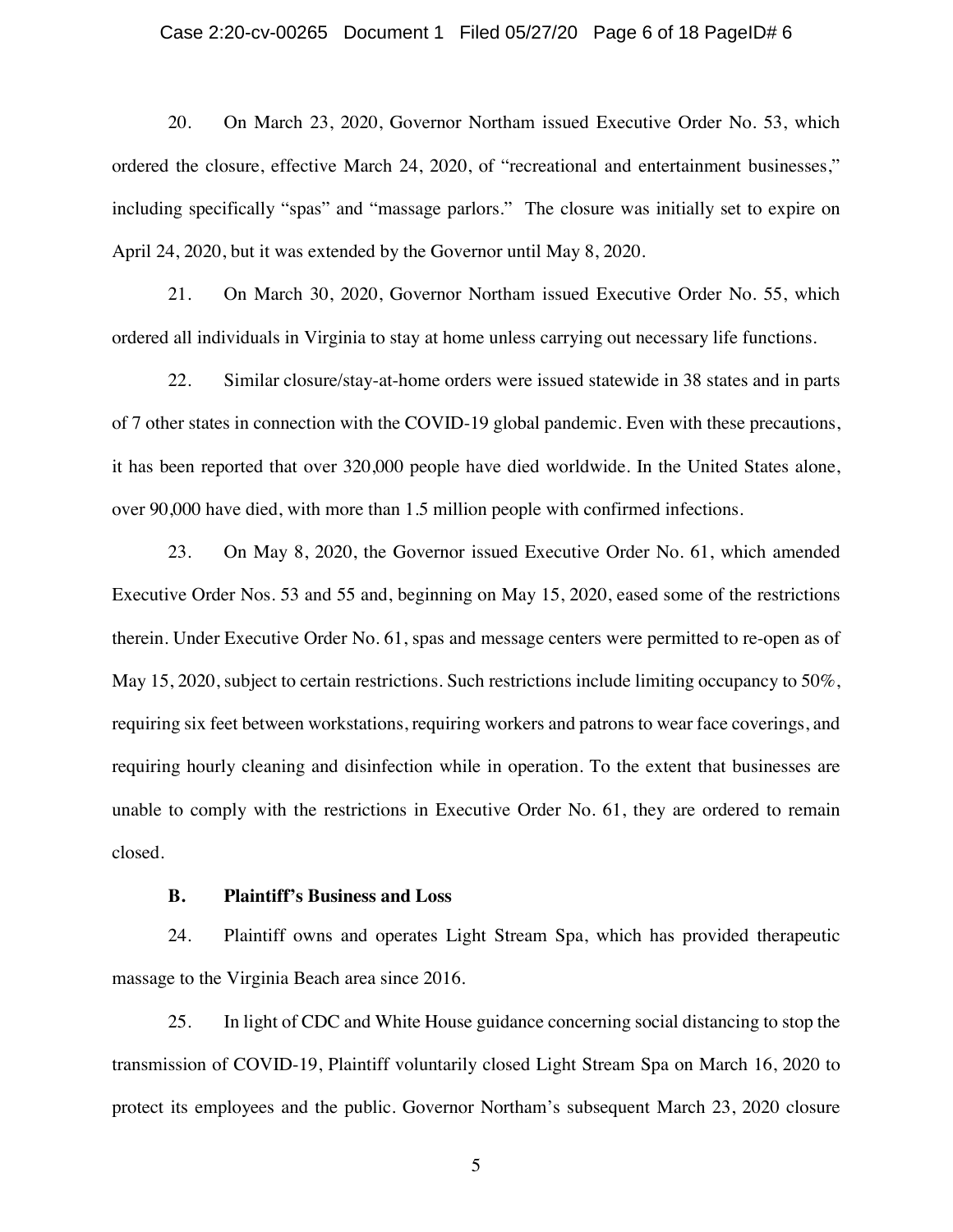20. On March 23, 2020, Governor Northam issued Executive Order No. 53, which ordered the closure, effective March 24, 2020, of "recreational and entertainment businesses," including specifically "spas" and "massage parlors." The closure was initially set to expire on April 24, 2020, but it was extended by the Governor until May 8, 2020.

21. On March 30, 2020, Governor Northam issued Executive Order No. 55, which ordered all individuals in Virginia to stay at home unless carrying out necessary life functions.

22. Similar closure/stay-at-home orders were issued statewide in 38 states and in parts of 7 other states in connection with the COVID-19 global pandemic. Even with these precautions, it has been reported that over 320,000 people have died worldwide. In the United States alone, over 90,000 have died, with more than 1.5 million people with confirmed infections.

23. On May 8, 2020, the Governor issued Executive Order No. 61, which amended Executive Order Nos. 53 and 55 and, beginning on May 15, 2020, eased some of the restrictions therein. Under Executive Order No. 61, spas and message centers were permitted to re-open as of May 15, 2020, subject to certain restrictions. Such restrictions include limiting occupancy to 50%, requiring six feet between workstations, requiring workers and patrons to wear face coverings, and requiring hourly cleaning and disinfection while in operation. To the extent that businesses are unable to comply with the restrictions in Executive Order No. 61, they are ordered to remain closed.

### B. Plaintiff's Business and Loss

24. Plaintiff owns and operates Light Stream Spa, which has provided therapeutic massage to the Virginia Beach area since 2016.

25. In light of CDC and White House guidance concerning social distancing to stop the transmission of COVID-19, Plaintiff voluntarily closed Light Stream Spa on March 16, 2020 to protect its employees and the public. Governor Northam's subsequent March 23, 2020 closure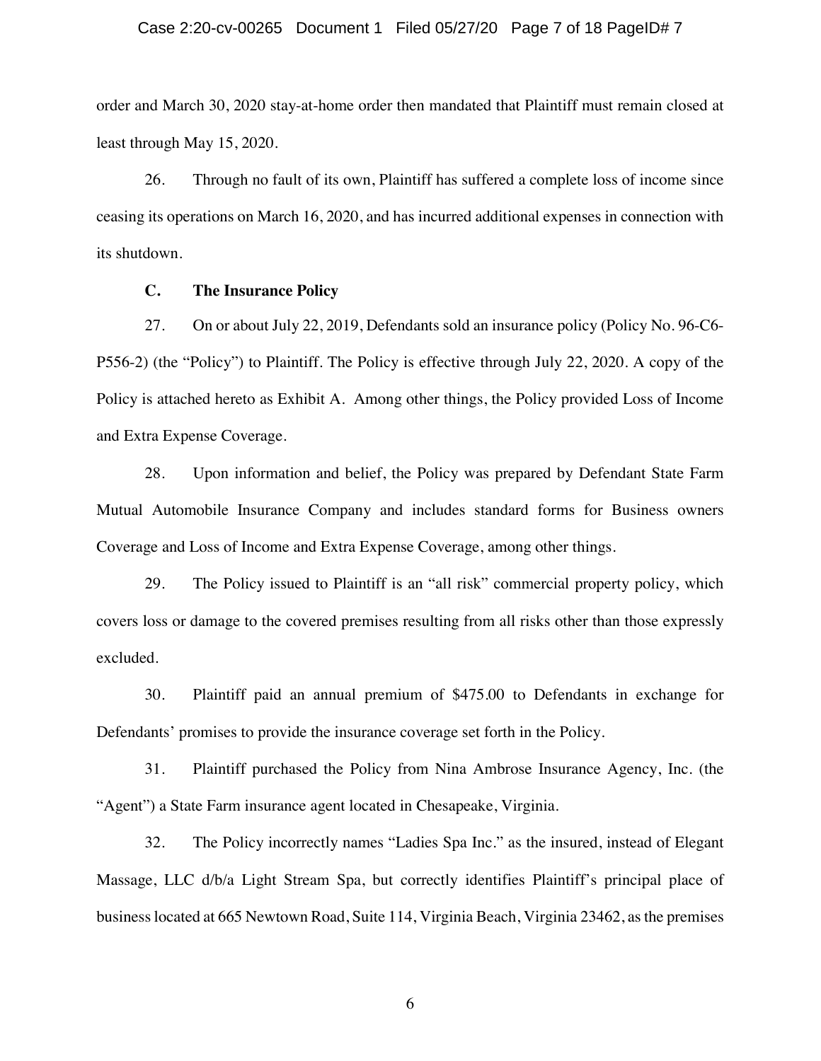order and March 30, 2020 stay-at-home order then mandated that Plaintiff must remain closed at least through May 15, 2020.

26. Through no fault of its own, Plaintiff has suffered a complete loss of income since ceasing its operations on March 16, 2020, and has incurred additional expenses in connection with its shutdown.

**C. The Insurance Policy**

27. On or about July 22, 2019, Defendants sold an insurance policy (Policy No. 96-C6-P556-2) (the "Policy") to Plaintiff. The Policy is effective through July 22, 2020. A copy of the Policy is attached hereto as Exhibit A. Among other things, the Policy provided Loss of Income and Extra Expense Coverage.

28. Upon information and belief, the Policy was prepared by Defendant State Farm Mutual Automobile Insurance Company and includes standard forms for Business owners Coverage and Loss of Income and Extra Expense Coverage, among other things.

29. The Policy issued to Plaintiff is an "all risk" commercial property policy, which covers loss or damage to the covered premises resulting from all risks other than those expressly excluded.

30. Plaintiff paid an annual premium of $475.00 to Defendants in exchange for Defendants' promises to provide the insurance coverage set forth in the Policy.

31. Plaintiff purchased the Policy from Nina Ambrose Insurance Agency, Inc. (the "Agent") a State Farm insurance agent located in Chesapeake, Virginia.

32. The Policy incorrectly names "Ladies Spa Inc." as the insured, instead of Elegant Massage, LLC d/b/a Light Stream Spa, but correctly identifies Plaintiff's principal place of business located at 665 Newtown Road, Suite 114, Virginia Beach, Virginia 23462, as the premises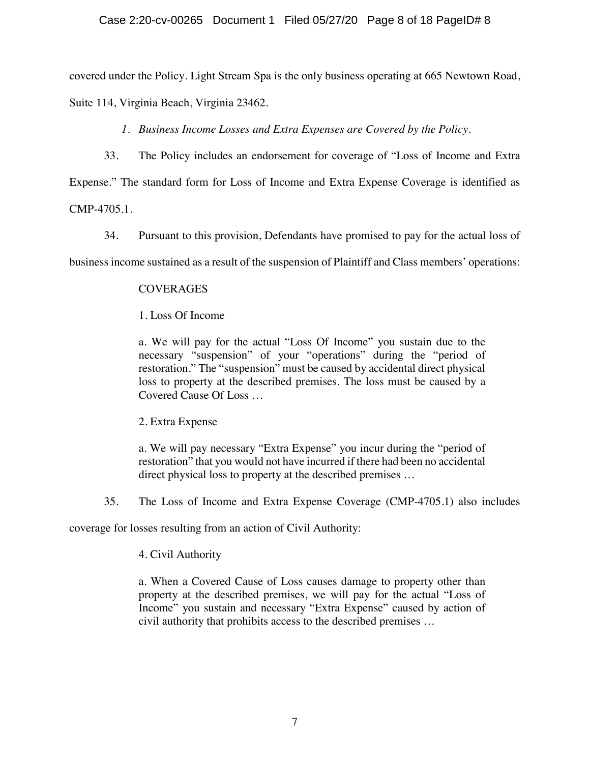covered under the Policy. Light Stream Spa is the only business operating at 665 Newtown Road, Suite 114, Virginia Beach, Virginia 23462.

*1. Business Income Losses and Extra Expenses are Covered by the Policy.*

33. The Policy includes an endorsement for coverage of "Loss of Income and Extra Expense." The standard form for Loss of Income and Extra Expense Coverage is identified as CMP-4705.1.

34. Pursuant to this provision, Defendants have promised to pay for the actual loss of business income sustained as a result of the suspension of Plaintiff and Class members' operations:

> COVERAGES
>
> 1. Loss Of Income
>
> a. We will pay for the actual "Loss Of Income" you sustain due to the necessary "suspension" of your "operations" during the "period of restoration." The "suspension" must be caused by accidental direct physical loss to property at the described premises. The loss must be caused by a Covered Cause Of Loss …
>
> 2. Extra Expense
>
> a. We will pay necessary "Extra Expense" you incur during the "period of restoration" that you would not have incurred if there had been no accidental direct physical loss to property at the described premises …

35. The Loss of Income and Extra Expense Coverage (CMP-4705.1) also includes coverage for losses resulting from an action of Civil Authority:

> 4. Civil Authority
>
> a. When a Covered Cause of Loss causes damage to property other than property at the described premises, we will pay for the actual "Loss of Income" you sustain and necessary "Extra Expense" caused by action of civil authority that prohibits access to the described premises …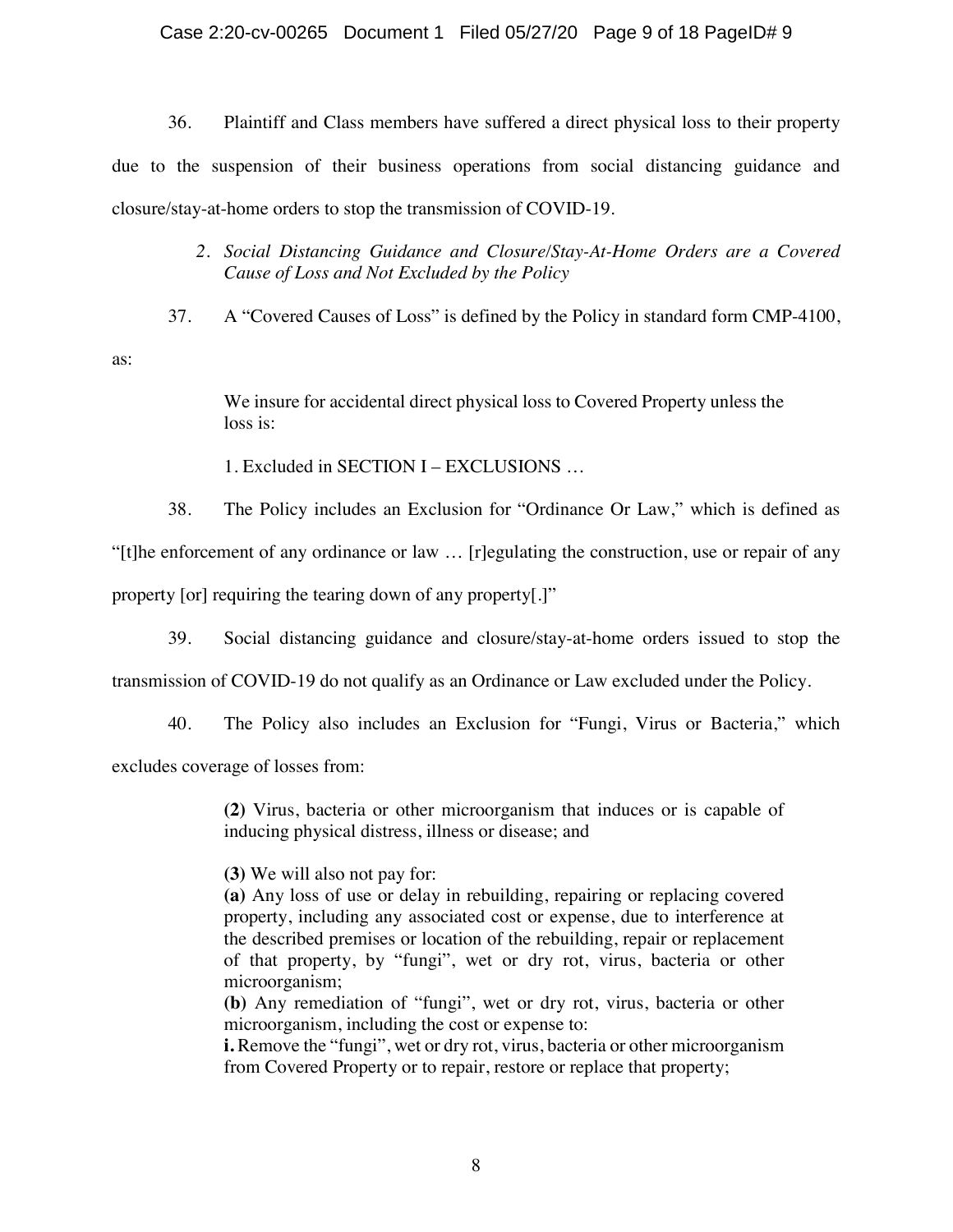36. Plaintiff and Class members have suffered a direct physical loss to their property due to the suspension of their business operations from social distancing guidance and closure/stay-at-home orders to stop the transmission of COVID-19.

> *2. Social Distancing Guidance and Closure/Stay-At-Home Orders are a Covered Cause of Loss and Not Excluded by the Policy*

37. A "Covered Causes of Loss" is defined by the Policy in standard form CMP-4100, as:

> We insure for accidental direct physical loss to Covered Property unless the loss is:
>
> 1. Excluded in SECTION I – EXCLUSIONS …

38. The Policy includes an Exclusion for "Ordinance Or Law," which is defined as "[t]he enforcement of any ordinance or law … [r]egulating the construction, use or repair of any property [or] requiring the tearing down of any property[.]"

39. Social distancing guidance and closure/stay-at-home orders issued to stop the transmission of COVID-19 do not qualify as an Ordinance or Law excluded under the Policy.

40. The Policy also includes an Exclusion for "Fungi, Virus or Bacteria," which excludes coverage of losses from:

> **(2)** Virus, bacteria or other microorganism that induces or is capable of inducing physical distress, illness or disease; and
>
> **(3)** We will also not pay for:
> **(a)** Any loss of use or delay in rebuilding, repairing or replacing covered property, including any associated cost or expense, due to interference at the described premises or location of the rebuilding, repair or replacement of that property, by "fungi", wet or dry rot, virus, bacteria or other microorganism;
> **(b)** Any remediation of "fungi", wet or dry rot, virus, bacteria or other microorganism, including the cost or expense to:
> **i.** Remove the "fungi", wet or dry rot, virus, bacteria or other microorganism from Covered Property or to repair, restore or replace that property;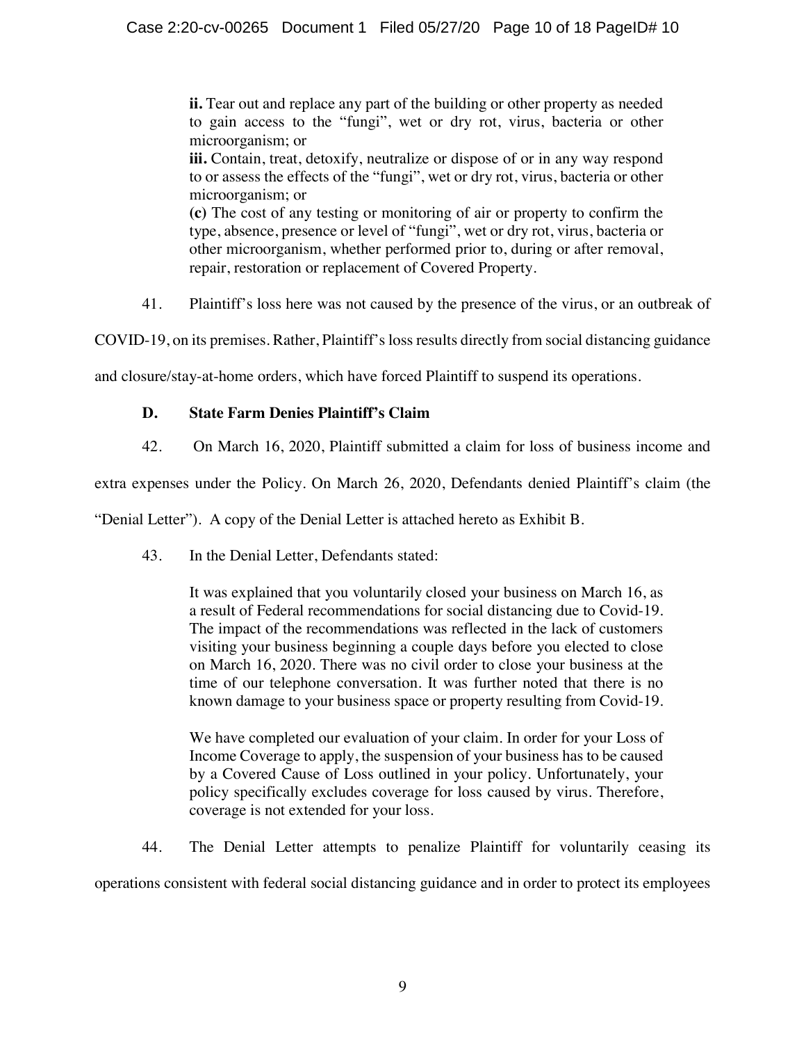> **ii.** Tear out and replace any part of the building or other property as needed to gain access to the "fungi", wet or dry rot, virus, bacteria or other microorganism; or
>
> **iii.** Contain, treat, detoxify, neutralize or dispose of or in any way respond to or assess the effects of the "fungi", wet or dry rot, virus, bacteria or other microorganism; or
>
> **(c)** The cost of any testing or monitoring of air or property to confirm the type, absence, presence or level of "fungi", wet or dry rot, virus, bacteria or other microorganism, whether performed prior to, during or after removal, repair, restoration or replacement of Covered Property.

41. Plaintiff's loss here was not caused by the presence of the virus, or an outbreak of COVID-19, on its premises. Rather, Plaintiff's loss results directly from social distancing guidance and closure/stay-at-home orders, which have forced Plaintiff to suspend its operations.

### D. State Farm Denies Plaintiff's Claim

42. On March 16, 2020, Plaintiff submitted a claim for loss of business income and extra expenses under the Policy. On March 26, 2020, Defendants denied Plaintiff's claim (the "Denial Letter"). A copy of the Denial Letter is attached hereto as Exhibit B.

43. In the Denial Letter, Defendants stated:

> It was explained that you voluntarily closed your business on March 16, as a result of Federal recommendations for social distancing due to Covid-19. The impact of the recommendations was reflected in the lack of customers visiting your business beginning a couple days before you elected to close on March 16, 2020. There was no civil order to close your business at the time of our telephone conversation. It was further noted that there is no known damage to your business space or property resulting from Covid-19.
>
> We have completed our evaluation of your claim. In order for your Loss of Income Coverage to apply, the suspension of your business has to be caused by a Covered Cause of Loss outlined in your policy. Unfortunately, your policy specifically excludes coverage for loss caused by virus. Therefore, coverage is not extended for your loss.

44. The Denial Letter attempts to penalize Plaintiff for voluntarily ceasing its operations consistent with federal social distancing guidance and in order to protect its employees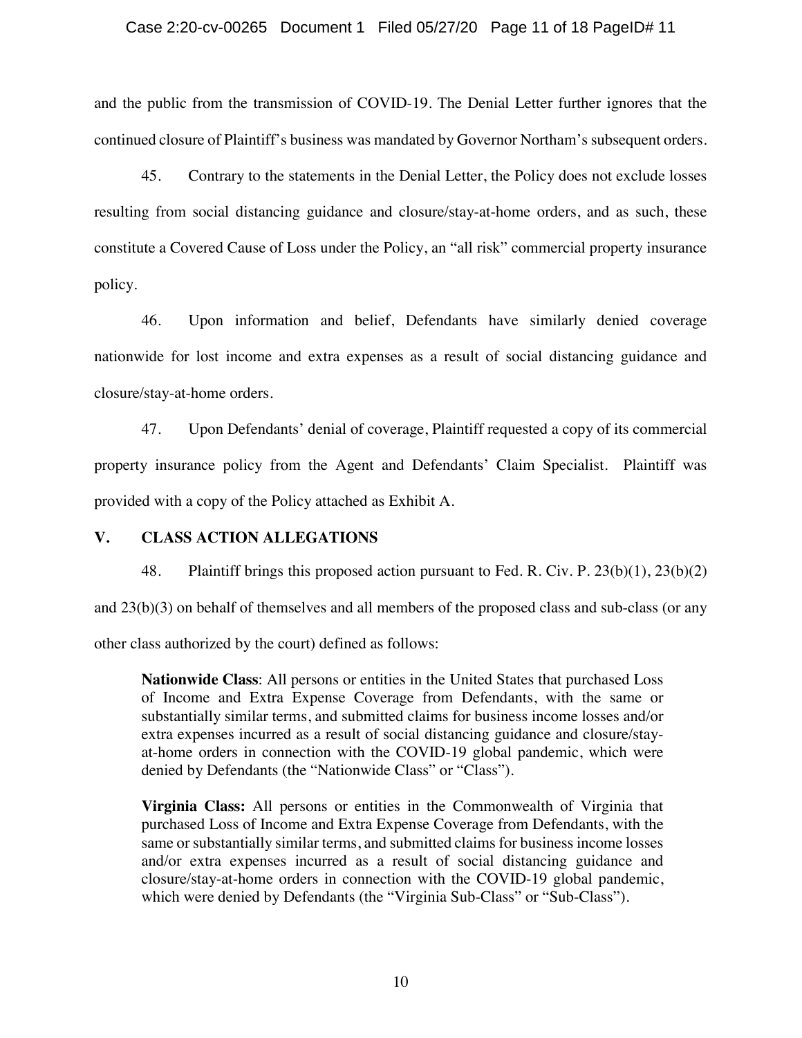and the public from the transmission of COVID-19. The Denial Letter further ignores that the continued closure of Plaintiff's business was mandated by Governor Northam's subsequent orders.

45. Contrary to the statements in the Denial Letter, the Policy does not exclude losses resulting from social distancing guidance and closure/stay-at-home orders, and as such, these constitute a Covered Cause of Loss under the Policy, an "all risk" commercial property insurance policy.

46. Upon information and belief, Defendants have similarly denied coverage nationwide for lost income and extra expenses as a result of social distancing guidance and closure/stay-at-home orders.

47. Upon Defendants' denial of coverage, Plaintiff requested a copy of its commercial property insurance policy from the Agent and Defendants' Claim Specialist. Plaintiff was provided with a copy of the Policy attached as Exhibit A.

## V. CLASS ACTION ALLEGATIONS

48. Plaintiff brings this proposed action pursuant to Fed. R. Civ. P. 23(b)(1), 23(b)(2) and 23(b)(3) on behalf of themselves and all members of the proposed class and sub-class (or any other class authorized by the court) defined as follows:

> **Nationwide Class**: All persons or entities in the United States that purchased Loss of Income and Extra Expense Coverage from Defendants, with the same or substantially similar terms, and submitted claims for business income losses and/or extra expenses incurred as a result of social distancing guidance and closure/stay-at-home orders in connection with the COVID-19 global pandemic, which were denied by Defendants (the "Nationwide Class" or "Class").
>
> **Virginia Class:** All persons or entities in the Commonwealth of Virginia that purchased Loss of Income and Extra Expense Coverage from Defendants, with the same or substantially similar terms, and submitted claims for business income losses and/or extra expenses incurred as a result of social distancing guidance and closure/stay-at-home orders in connection with the COVID-19 global pandemic, which were denied by Defendants (the "Virginia Sub-Class" or "Sub-Class").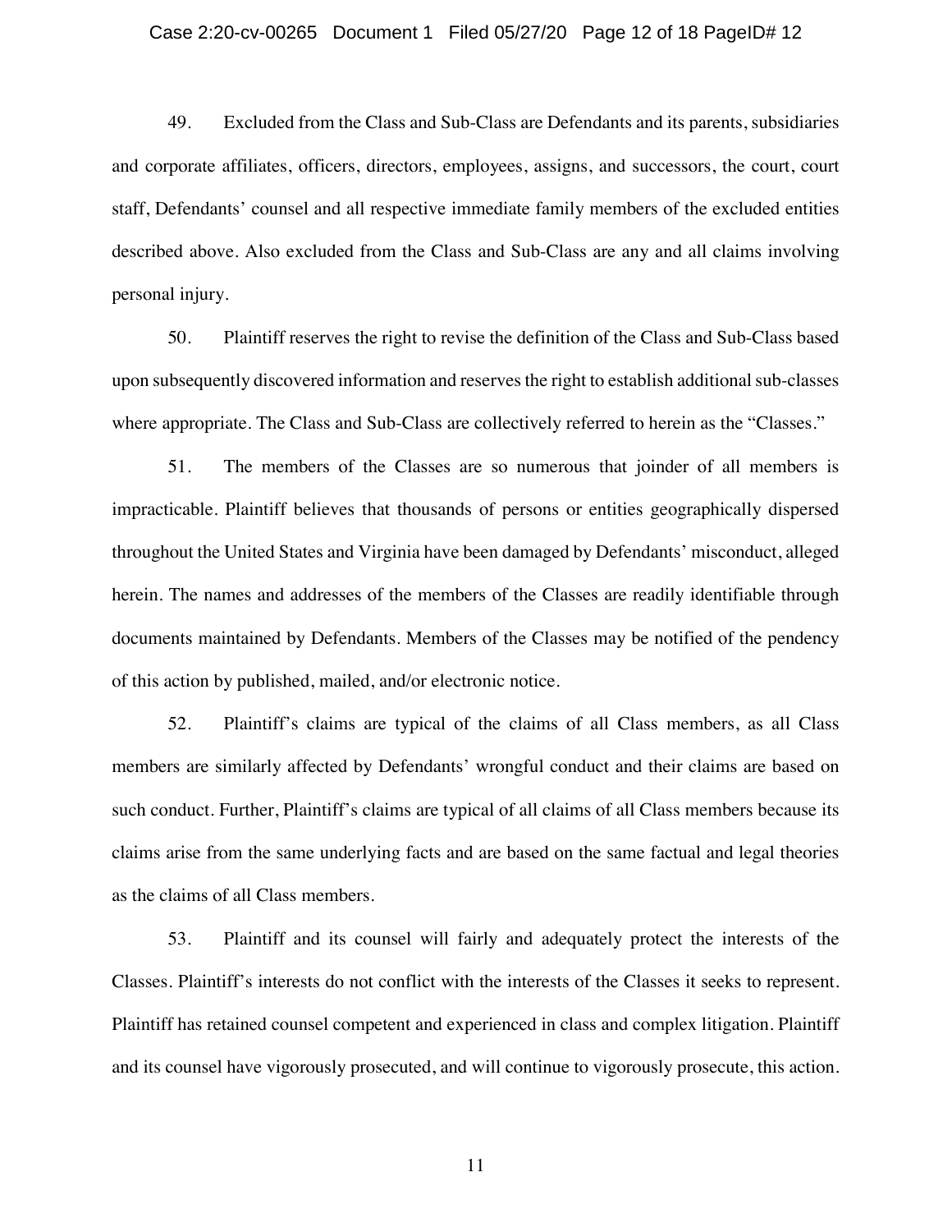49. Excluded from the Class and Sub-Class are Defendants and its parents, subsidiaries and corporate affiliates, officers, directors, employees, assigns, and successors, the court, court staff, Defendants' counsel and all respective immediate family members of the excluded entities described above. Also excluded from the Class and Sub-Class are any and all claims involving personal injury.

50. Plaintiff reserves the right to revise the definition of the Class and Sub-Class based upon subsequently discovered information and reserves the right to establish additional sub-classes where appropriate. The Class and Sub-Class are collectively referred to herein as the "Classes."

51. The members of the Classes are so numerous that joinder of all members is impracticable. Plaintiff believes that thousands of persons or entities geographically dispersed throughout the United States and Virginia have been damaged by Defendants' misconduct, alleged herein. The names and addresses of the members of the Classes are readily identifiable through documents maintained by Defendants. Members of the Classes may be notified of the pendency of this action by published, mailed, and/or electronic notice.

52. Plaintiff's claims are typical of the claims of all Class members, as all Class members are similarly affected by Defendants' wrongful conduct and their claims are based on such conduct. Further, Plaintiff's claims are typical of all claims of all Class members because its claims arise from the same underlying facts and are based on the same factual and legal theories as the claims of all Class members.

53. Plaintiff and its counsel will fairly and adequately protect the interests of the Classes. Plaintiff's interests do not conflict with the interests of the Classes it seeks to represent. Plaintiff has retained counsel competent and experienced in class and complex litigation. Plaintiff and its counsel have vigorously prosecuted, and will continue to vigorously prosecute, this action.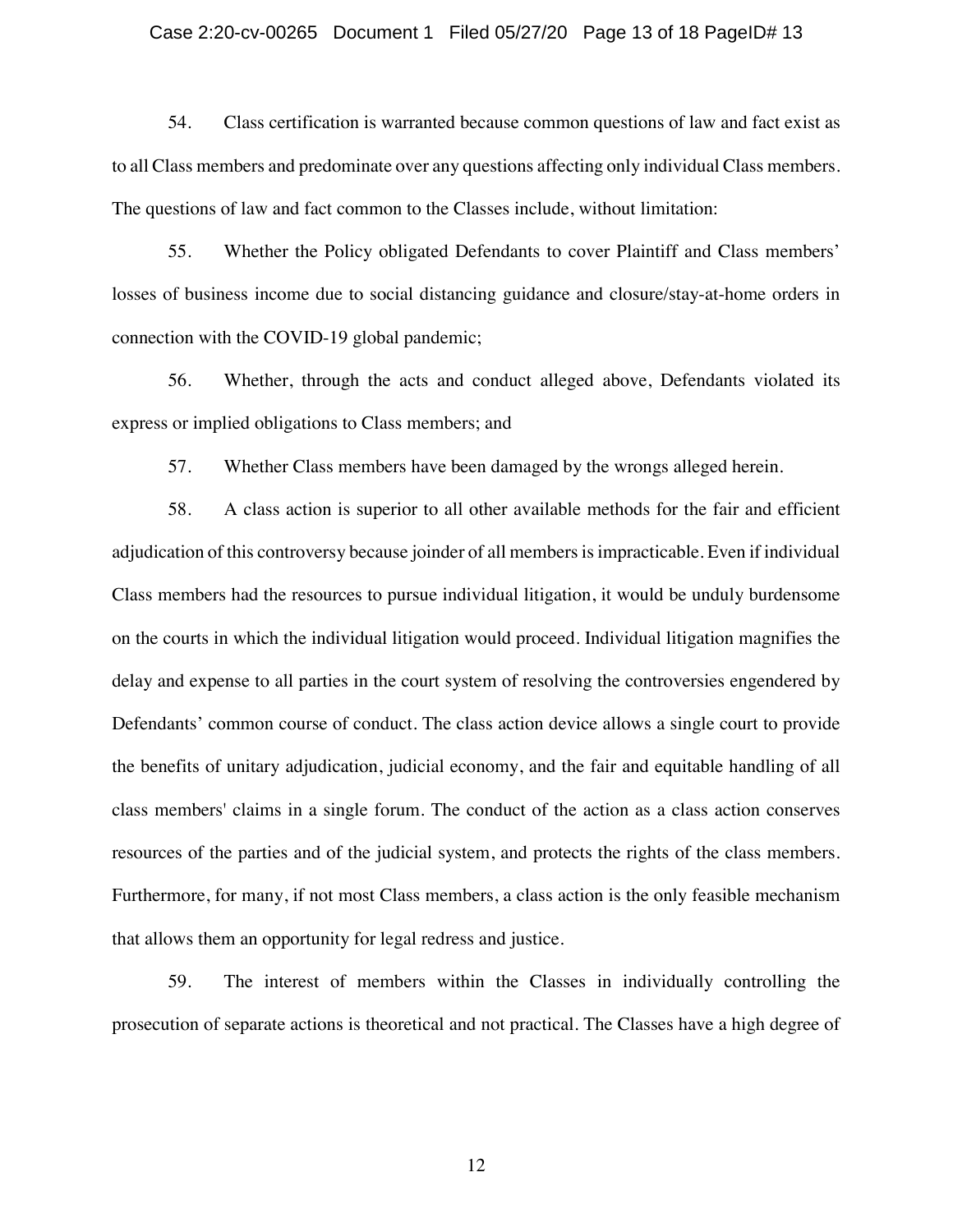54. Class certification is warranted because common questions of law and fact exist as to all Class members and predominate over any questions affecting only individual Class members. The questions of law and fact common to the Classes include, without limitation:

55. Whether the Policy obligated Defendants to cover Plaintiff and Class members' losses of business income due to social distancing guidance and closure/stay-at-home orders in connection with the COVID-19 global pandemic;

56. Whether, through the acts and conduct alleged above, Defendants violated its express or implied obligations to Class members; and

57. Whether Class members have been damaged by the wrongs alleged herein.

58. A class action is superior to all other available methods for the fair and efficient adjudication of this controversy because joinder of all members is impracticable. Even if individual Class members had the resources to pursue individual litigation, it would be unduly burdensome on the courts in which the individual litigation would proceed. Individual litigation magnifies the delay and expense to all parties in the court system of resolving the controversies engendered by Defendants' common course of conduct. The class action device allows a single court to provide the benefits of unitary adjudication, judicial economy, and the fair and equitable handling of all class members' claims in a single forum. The conduct of the action as a class action conserves resources of the parties and of the judicial system, and protects the rights of the class members. Furthermore, for many, if not most Class members, a class action is the only feasible mechanism that allows them an opportunity for legal redress and justice.

59. The interest of members within the Classes in individually controlling the prosecution of separate actions is theoretical and not practical. The Classes have a high degree of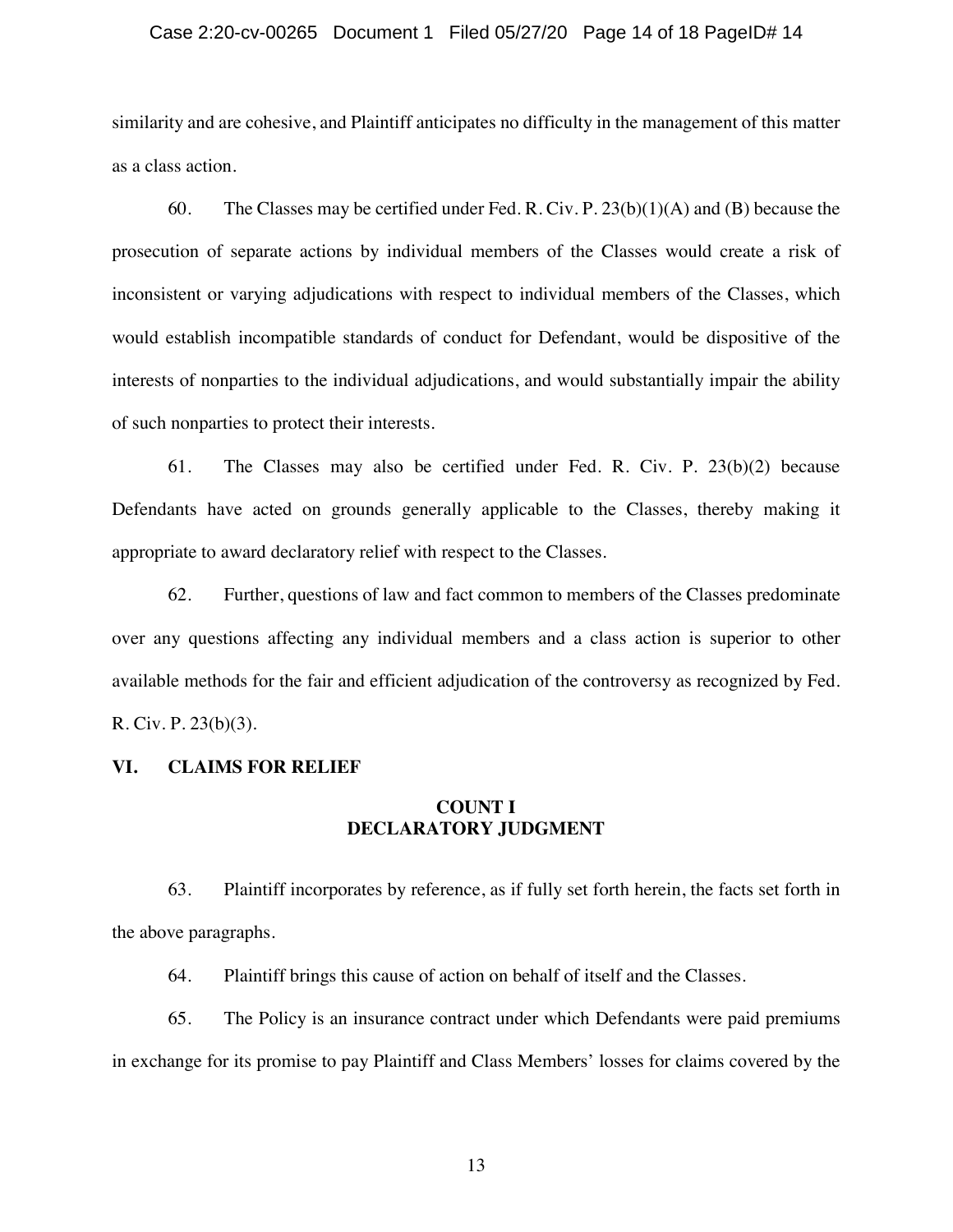similarity and are cohesive, and Plaintiff anticipates no difficulty in the management of this matter as a class action.

60. The Classes may be certified under Fed. R. Civ. P. 23(b)(1)(A) and (B) because the prosecution of separate actions by individual members of the Classes would create a risk of inconsistent or varying adjudications with respect to individual members of the Classes, which would establish incompatible standards of conduct for Defendant, would be dispositive of the interests of nonparties to the individual adjudications, and would substantially impair the ability of such nonparties to protect their interests.

61. The Classes may also be certified under Fed. R. Civ. P. 23(b)(2) because Defendants have acted on grounds generally applicable to the Classes, thereby making it appropriate to award declaratory relief with respect to the Classes.

62. Further, questions of law and fact common to members of the Classes predominate over any questions affecting any individual members and a class action is superior to other available methods for the fair and efficient adjudication of the controversy as recognized by Fed. R. Civ. P. 23(b)(3).

## VI. CLAIMS FOR RELIEF

### COUNT I
### DECLARATORY JUDGMENT

63. Plaintiff incorporates by reference, as if fully set forth herein, the facts set forth in the above paragraphs.

64. Plaintiff brings this cause of action on behalf of itself and the Classes.

65. The Policy is an insurance contract under which Defendants were paid premiums in exchange for its promise to pay Plaintiff and Class Members' losses for claims covered by the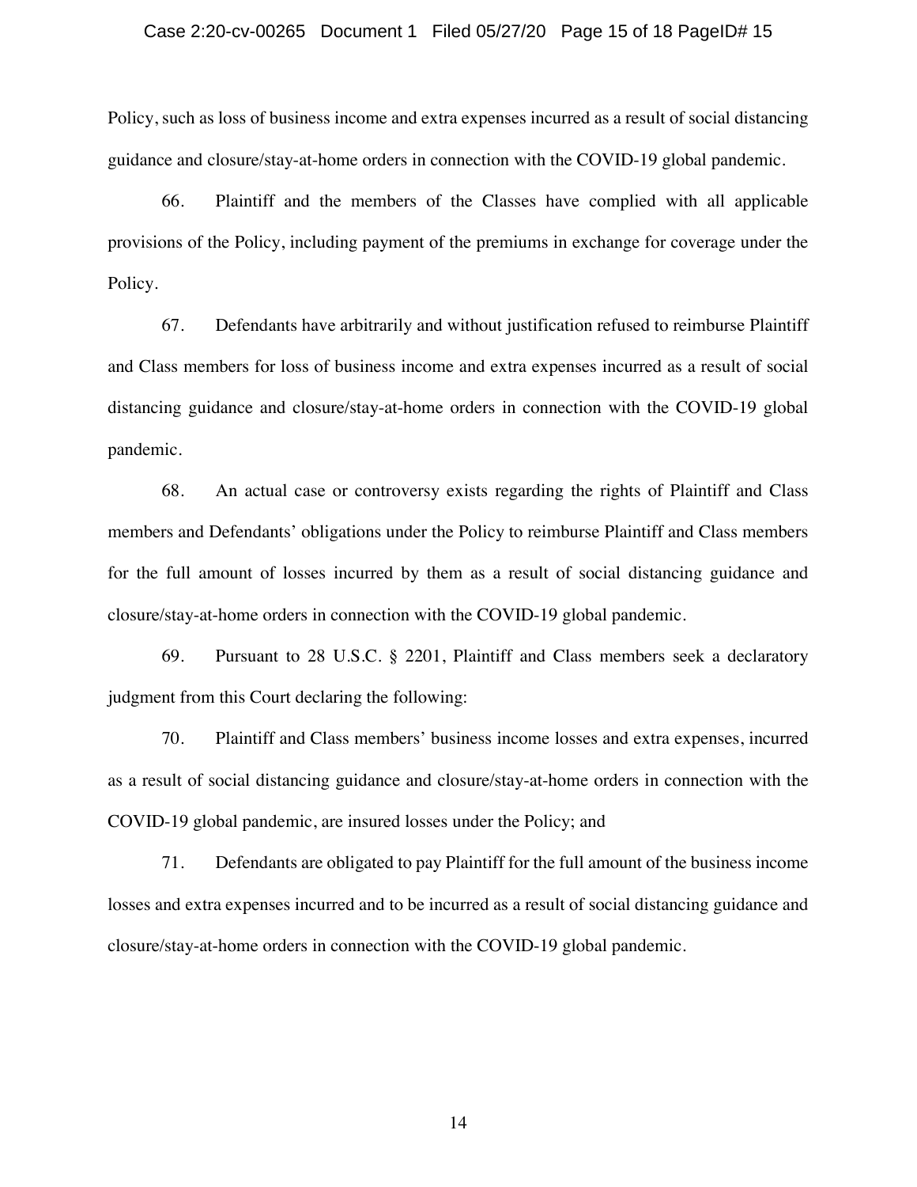Policy, such as loss of business income and extra expenses incurred as a result of social distancing guidance and closure/stay-at-home orders in connection with the COVID-19 global pandemic.

66. Plaintiff and the members of the Classes have complied with all applicable provisions of the Policy, including payment of the premiums in exchange for coverage under the Policy.

67. Defendants have arbitrarily and without justification refused to reimburse Plaintiff and Class members for loss of business income and extra expenses incurred as a result of social distancing guidance and closure/stay-at-home orders in connection with the COVID-19 global pandemic.

68. An actual case or controversy exists regarding the rights of Plaintiff and Class members and Defendants' obligations under the Policy to reimburse Plaintiff and Class members for the full amount of losses incurred by them as a result of social distancing guidance and closure/stay-at-home orders in connection with the COVID-19 global pandemic.

69. Pursuant to 28 U.S.C. § 2201, Plaintiff and Class members seek a declaratory judgment from this Court declaring the following:

70. Plaintiff and Class members' business income losses and extra expenses, incurred as a result of social distancing guidance and closure/stay-at-home orders in connection with the COVID-19 global pandemic, are insured losses under the Policy; and

71. Defendants are obligated to pay Plaintiff for the full amount of the business income losses and extra expenses incurred and to be incurred as a result of social distancing guidance and closure/stay-at-home orders in connection with the COVID-19 global pandemic.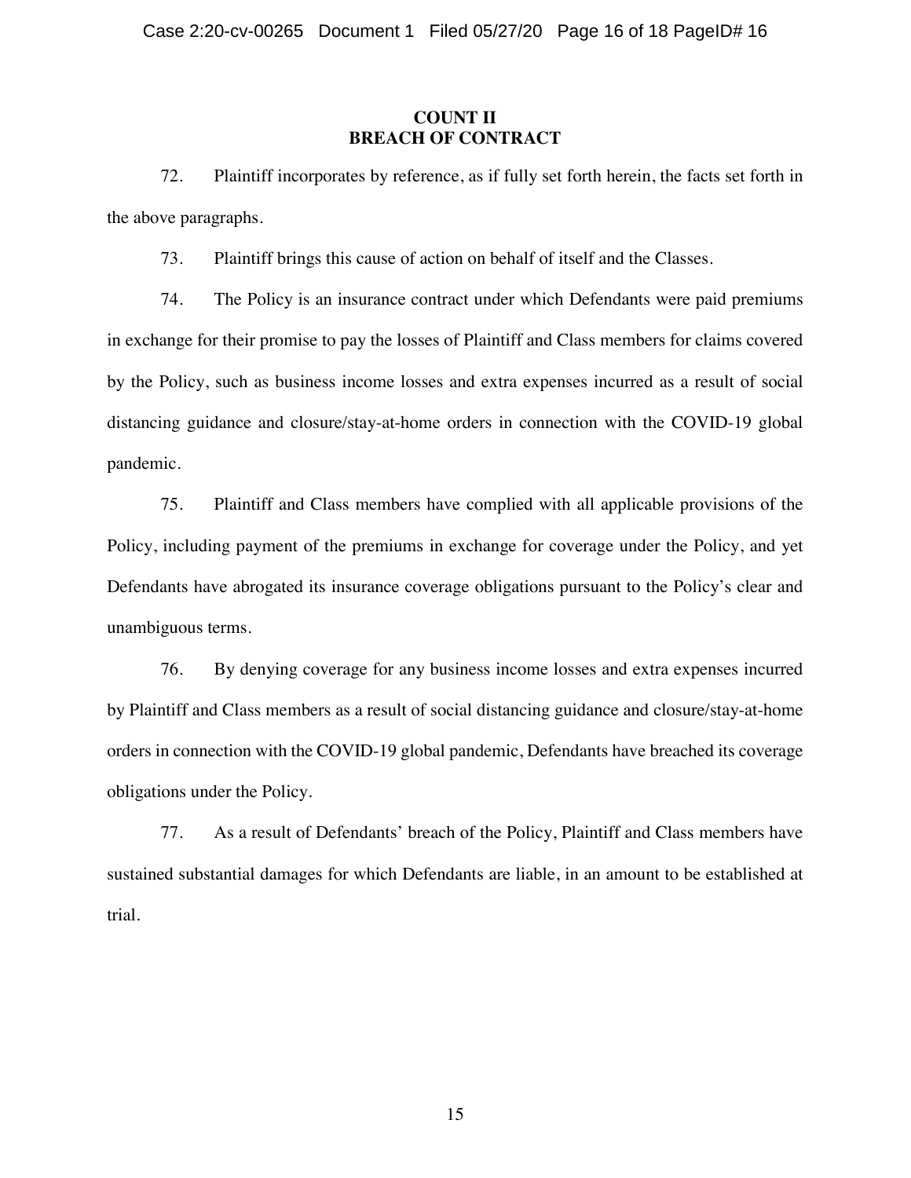## COUNT II
## BREACH OF CONTRACT

72. Plaintiff incorporates by reference, as if fully set forth herein, the facts set forth in the above paragraphs.

73. Plaintiff brings this cause of action on behalf of itself and the Classes.

74. The Policy is an insurance contract under which Defendants were paid premiums in exchange for their promise to pay the losses of Plaintiff and Class members for claims covered by the Policy, such as business income losses and extra expenses incurred as a result of social distancing guidance and closure/stay-at-home orders in connection with the COVID-19 global pandemic.

75. Plaintiff and Class members have complied with all applicable provisions of the Policy, including payment of the premiums in exchange for coverage under the Policy, and yet Defendants have abrogated its insurance coverage obligations pursuant to the Policy's clear and unambiguous terms.

76. By denying coverage for any business income losses and extra expenses incurred by Plaintiff and Class members as a result of social distancing guidance and closure/stay-at-home orders in connection with the COVID-19 global pandemic, Defendants have breached its coverage obligations under the Policy.

77. As a result of Defendants' breach of the Policy, Plaintiff and Class members have sustained substantial damages for which Defendants are liable, in an amount to be established at trial.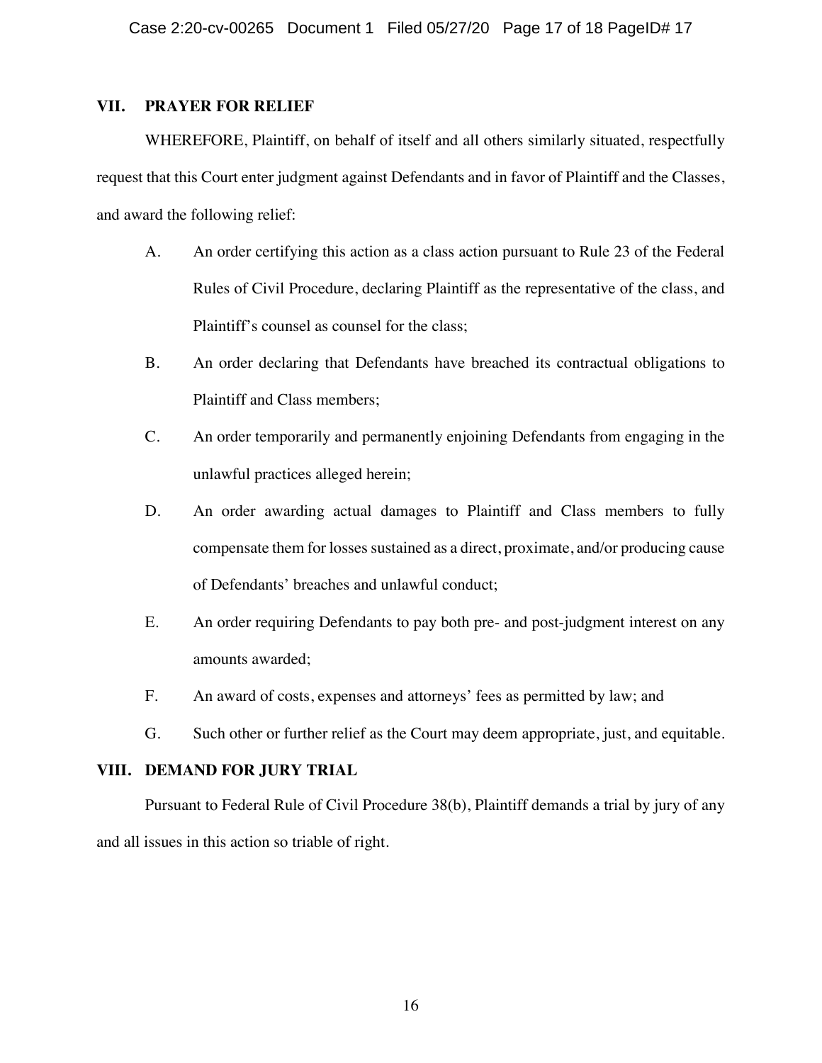## VII. PRAYER FOR RELIEF

WHEREFORE, Plaintiff, on behalf of itself and all others similarly situated, respectfully request that this Court enter judgment against Defendants and in favor of Plaintiff and the Classes, and award the following relief:

A. An order certifying this action as a class action pursuant to Rule 23 of the Federal Rules of Civil Procedure, declaring Plaintiff as the representative of the class, and Plaintiff's counsel as counsel for the class;

B. An order declaring that Defendants have breached its contractual obligations to Plaintiff and Class members;

C. An order temporarily and permanently enjoining Defendants from engaging in the unlawful practices alleged herein;

D. An order awarding actual damages to Plaintiff and Class members to fully compensate them for losses sustained as a direct, proximate, and/or producing cause of Defendants' breaches and unlawful conduct;

E. An order requiring Defendants to pay both pre- and post-judgment interest on any amounts awarded;

F. An award of costs, expenses and attorneys' fees as permitted by law; and

G. Such other or further relief as the Court may deem appropriate, just, and equitable.

## VIII. DEMAND FOR JURY TRIAL

Pursuant to Federal Rule of Civil Procedure 38(b), Plaintiff demands a trial by jury of any and all issues in this action so triable of right.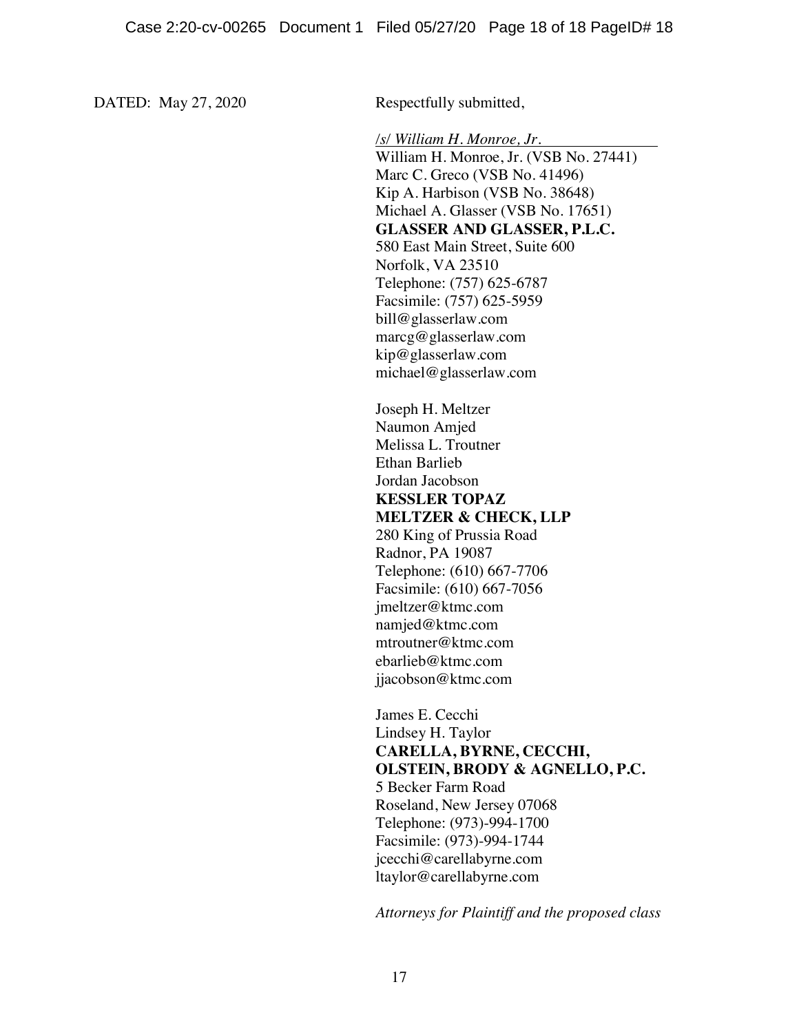DATED: May 27, 2020

Respectfully submitted,

/s/ *William H. Monroe, Jr.*
William H. Monroe, Jr. (VSB No. 27441)
Marc C. Greco (VSB No. 41496)
Kip A. Harbison (VSB No. 38648)
Michael A. Glasser (VSB No. 17651)
**GLASSER AND GLASSER, P.L.C.**
580 East Main Street, Suite 600
Norfolk, VA 23510
Telephone: (757) 625-6787
Facsimile: (757) 625-5959
bill@glasserlaw.com
marcg@glasserlaw.com
kip@glasserlaw.com
michael@glasserlaw.com

Joseph H. Meltzer
Naumon Amjed
Melissa L. Troutner
Ethan Barlieb
Jordan Jacobson
**KESSLER TOPAZ**
**MELTZER & CHECK, LLP**
280 King of Prussia Road
Radnor, PA 19087
Telephone: (610) 667-7706
Facsimile: (610) 667-7056
jmeltzer@ktmc.com
namjed@ktmc.com
mtroutner@ktmc.com
ebarlieb@ktmc.com
jjacobson@ktmc.com

James E. Cecchi
Lindsey H. Taylor
**CARELLA, BYRNE, CECCHI,**
**OLSTEIN, BRODY & AGNELLO, P.C.**
5 Becker Farm Road
Roseland, New Jersey 07068
Telephone: (973)-994-1700
Facsimile: (973)-994-1744
jcecchi@carellabyrne.com
ltaylor@carellabyrne.com

*Attorneys for Plaintiff and the proposed class*